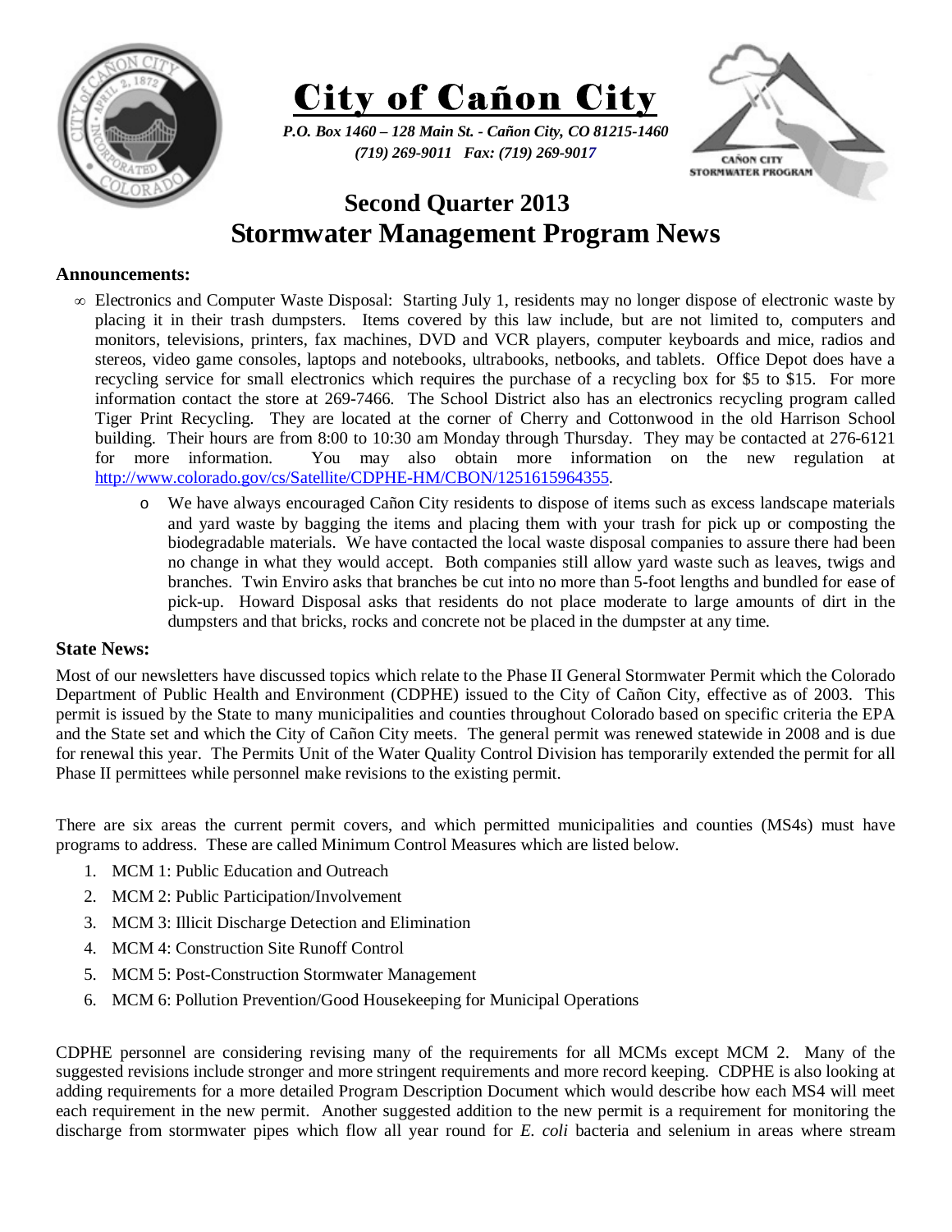# City of Cañon City

*P.O. Box 1460 – 128 Main St. - Cañon City, CO 81215-1460*
*(719) 269-9011 Fax: (719) 269-9017*

## Second Quarter 2013
## Stormwater Management Program News

### Announcements:

- Electronics and Computer Waste Disposal: Starting July 1, residents may no longer dispose of electronic waste by placing it in their trash dumpsters. Items covered by this law include, but are not limited to, computers and monitors, televisions, printers, fax machines, DVD and VCR players, computer keyboards and mice, radios and stereos, video game consoles, laptops and notebooks, ultrabooks, netbooks, and tablets. Office Depot does have a recycling service for small electronics which requires the purchase of a recycling box for $5 to $15. For more information contact the store at 269-7466. The School District also has an electronics recycling program called Tiger Print Recycling. They are located at the corner of Cherry and Cottonwood in the old Harrison School building. Their hours are from 8:00 to 10:30 am Monday through Thursday. They may be contacted at 276-6121 for more information. You may also obtain more information on the new regulation at http://www.colorado.gov/cs/Satellite/CDPHE-HM/CBON/1251615964355.
  - We have always encouraged Cañon City residents to dispose of items such as excess landscape materials and yard waste by bagging the items and placing them with your trash for pick up or composting the biodegradable materials. We have contacted the local waste disposal companies to assure there had been no change in what they would accept. Both companies still allow yard waste such as leaves, twigs and branches. Twin Enviro asks that branches be cut into no more than 5-foot lengths and bundled for ease of pick-up. Howard Disposal asks that residents do not place moderate to large amounts of dirt in the dumpsters and that bricks, rocks and concrete not be placed in the dumpster at any time.

### State News:

Most of our newsletters have discussed topics which relate to the Phase II General Stormwater Permit which the Colorado Department of Public Health and Environment (CDPHE) issued to the City of Cañon City, effective as of 2003. This permit is issued by the State to many municipalities and counties throughout Colorado based on specific criteria the EPA and the State set and which the City of Cañon City meets. The general permit was renewed statewide in 2008 and is due for renewal this year. The Permits Unit of the Water Quality Control Division has temporarily extended the permit for all Phase II permittees while personnel make revisions to the existing permit.

There are six areas the current permit covers, and which permitted municipalities and counties (MS4s) must have programs to address. These are called Minimum Control Measures which are listed below.

1. MCM 1: Public Education and Outreach
2. MCM 2: Public Participation/Involvement
3. MCM 3: Illicit Discharge Detection and Elimination
4. MCM 4: Construction Site Runoff Control
5. MCM 5: Post-Construction Stormwater Management
6. MCM 6: Pollution Prevention/Good Housekeeping for Municipal Operations

CDPHE personnel are considering revising many of the requirements for all MCMs except MCM 2. Many of the suggested revisions include stronger and more stringent requirements and more record keeping. CDPHE is also looking at adding requirements for a more detailed Program Description Document which would describe how each MS4 will meet each requirement in the new permit. Another suggested addition to the new permit is a requirement for monitoring the discharge from stormwater pipes which flow all year round for *E. coli* bacteria and selenium in areas where stream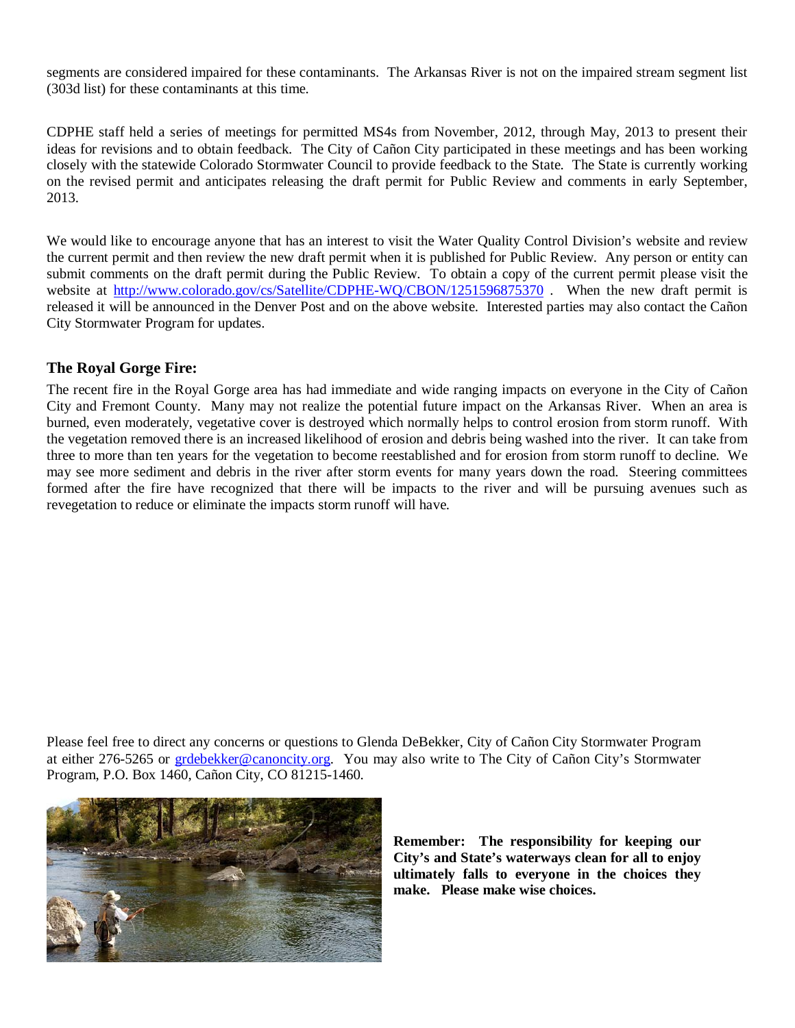segments are considered impaired for these contaminants. The Arkansas River is not on the impaired stream segment list (303d list) for these contaminants at this time.

CDPHE staff held a series of meetings for permitted MS4s from November, 2012, through May, 2013 to present their ideas for revisions and to obtain feedback. The City of Cañon City participated in these meetings and has been working closely with the statewide Colorado Stormwater Council to provide feedback to the State. The State is currently working on the revised permit and anticipates releasing the draft permit for Public Review and comments in early September, 2013.

We would like to encourage anyone that has an interest to visit the Water Quality Control Division's website and review the current permit and then review the new draft permit when it is published for Public Review. Any person or entity can submit comments on the draft permit during the Public Review. To obtain a copy of the current permit please visit the website at http://www.colorado.gov/cs/Satellite/CDPHE-WQ/CBON/1251596875370 . When the new draft permit is released it will be announced in the Denver Post and on the above website. Interested parties may also contact the Cañon City Stormwater Program for updates.

### The Royal Gorge Fire:

The recent fire in the Royal Gorge area has had immediate and wide ranging impacts on everyone in the City of Cañon City and Fremont County. Many may not realize the potential future impact on the Arkansas River. When an area is burned, even moderately, vegetative cover is destroyed which normally helps to control erosion from storm runoff. With the vegetation removed there is an increased likelihood of erosion and debris being washed into the river. It can take from three to more than ten years for the vegetation to become reestablished and for erosion from storm runoff to decline. We may see more sediment and debris in the river after storm events for many years down the road. Steering committees formed after the fire have recognized that there will be impacts to the river and will be pursuing avenues such as revegetation to reduce or eliminate the impacts storm runoff will have.

Please feel free to direct any concerns or questions to Glenda DeBekker, City of Cañon City Stormwater Program at either 276-5265 or grdebekker@canoncity.org. You may also write to The City of Cañon City's Stormwater Program, P.O. Box 1460, Cañon City, CO 81215-1460.

**Remember: The responsibility for keeping our City's and State's waterways clean for all to enjoy ultimately falls to everyone in the choices they make. Please make wise choices.**